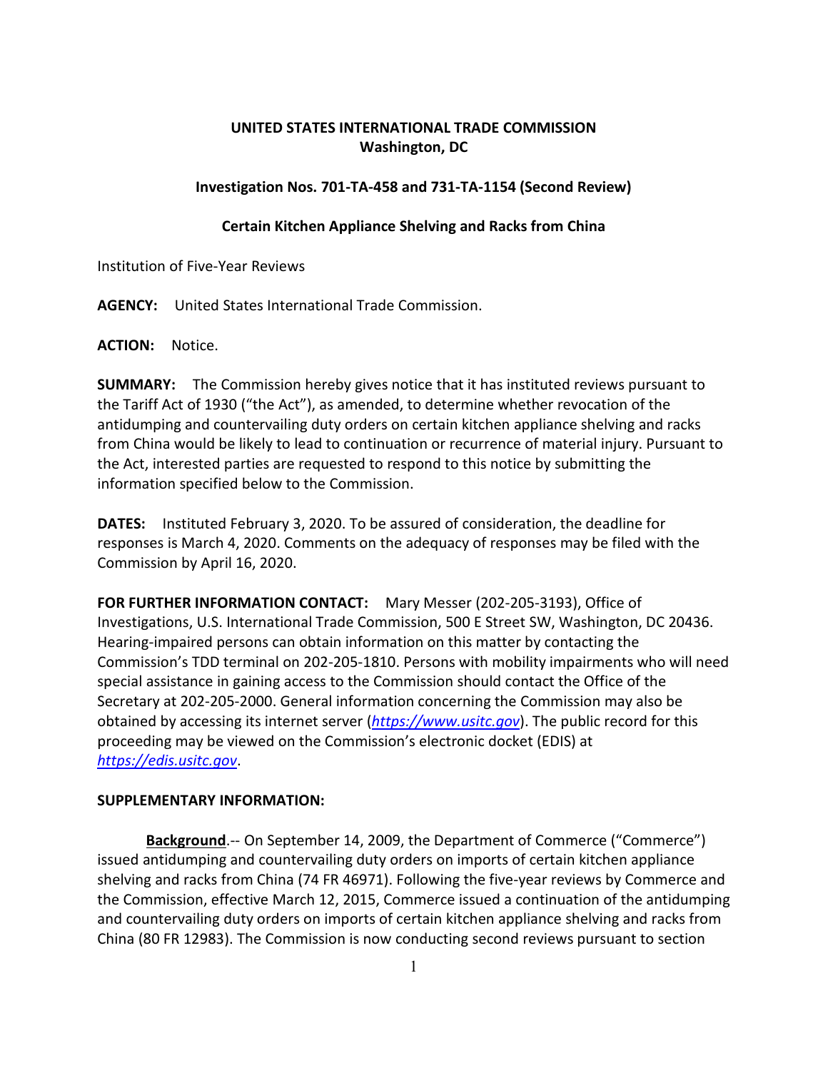**UNITED STATES INTERNATIONAL TRADE COMMISSION**
**Washington, DC**

**Investigation Nos. 701-TA-458 and 731-TA-1154 (Second Review)**

**Certain Kitchen Appliance Shelving and Racks from China**

Institution of Five-Year Reviews

**AGENCY:** United States International Trade Commission.

**ACTION:** Notice.

**SUMMARY:** The Commission hereby gives notice that it has instituted reviews pursuant to the Tariff Act of 1930 ("the Act"), as amended, to determine whether revocation of the antidumping and countervailing duty orders on certain kitchen appliance shelving and racks from China would be likely to lead to continuation or recurrence of material injury. Pursuant to the Act, interested parties are requested to respond to this notice by submitting the information specified below to the Commission.

**DATES:** Instituted February 3, 2020. To be assured of consideration, the deadline for responses is March 4, 2020. Comments on the adequacy of responses may be filed with the Commission by April 16, 2020.

**FOR FURTHER INFORMATION CONTACT:** Mary Messer (202-205-3193), Office of Investigations, U.S. International Trade Commission, 500 E Street SW, Washington, DC 20436. Hearing-impaired persons can obtain information on this matter by contacting the Commission's TDD terminal on 202-205-1810. Persons with mobility impairments who will need special assistance in gaining access to the Commission should contact the Office of the Secretary at 202-205-2000. General information concerning the Commission may also be obtained by accessing its internet server (*https://www.usitc.gov*). The public record for this proceeding may be viewed on the Commission's electronic docket (EDIS) at *https://edis.usitc.gov*.

**SUPPLEMENTARY INFORMATION:**

**Background**.-- On September 14, 2009, the Department of Commerce ("Commerce") issued antidumping and countervailing duty orders on imports of certain kitchen appliance shelving and racks from China (74 FR 46971). Following the five-year reviews by Commerce and the Commission, effective March 12, 2015, Commerce issued a continuation of the antidumping and countervailing duty orders on imports of certain kitchen appliance shelving and racks from China (80 FR 12983). The Commission is now conducting second reviews pursuant to section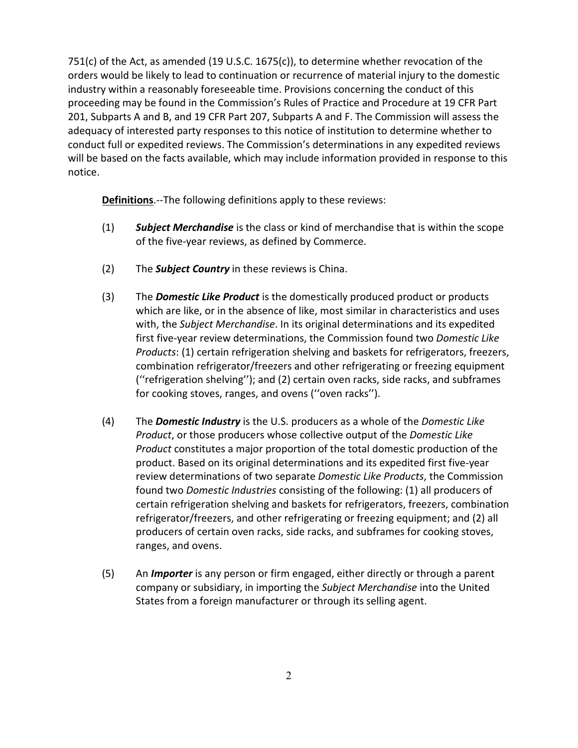751(c) of the Act, as amended (19 U.S.C. 1675(c)), to determine whether revocation of the orders would be likely to lead to continuation or recurrence of material injury to the domestic industry within a reasonably foreseeable time. Provisions concerning the conduct of this proceeding may be found in the Commission's Rules of Practice and Procedure at 19 CFR Part 201, Subparts A and B, and 19 CFR Part 207, Subparts A and F. The Commission will assess the adequacy of interested party responses to this notice of institution to determine whether to conduct full or expedited reviews. The Commission's determinations in any expedited reviews will be based on the facts available, which may include information provided in response to this notice.

**Definitions**.--The following definitions apply to these reviews:

(1) ***Subject Merchandise*** is the class or kind of merchandise that is within the scope of the five-year reviews, as defined by Commerce.

(2) The ***Subject Country*** in these reviews is China.

(3) The ***Domestic Like Product*** is the domestically produced product or products which are like, or in the absence of like, most similar in characteristics and uses with, the *Subject Merchandise*. In its original determinations and its expedited first five-year review determinations, the Commission found two *Domestic Like Products*: (1) certain refrigeration shelving and baskets for refrigerators, freezers, combination refrigerator/freezers and other refrigerating or freezing equipment (''refrigeration shelving''); and (2) certain oven racks, side racks, and subframes for cooking stoves, ranges, and ovens (''oven racks'').

(4) The ***Domestic Industry*** is the U.S. producers as a whole of the *Domestic Like Product*, or those producers whose collective output of the *Domestic Like Product* constitutes a major proportion of the total domestic production of the product. Based on its original determinations and its expedited first five-year review determinations of two separate *Domestic Like Products*, the Commission found two *Domestic Industries* consisting of the following: (1) all producers of certain refrigeration shelving and baskets for refrigerators, freezers, combination refrigerator/freezers, and other refrigerating or freezing equipment; and (2) all producers of certain oven racks, side racks, and subframes for cooking stoves, ranges, and ovens.

(5) An ***Importer*** is any person or firm engaged, either directly or through a parent company or subsidiary, in importing the *Subject Merchandise* into the United States from a foreign manufacturer or through its selling agent.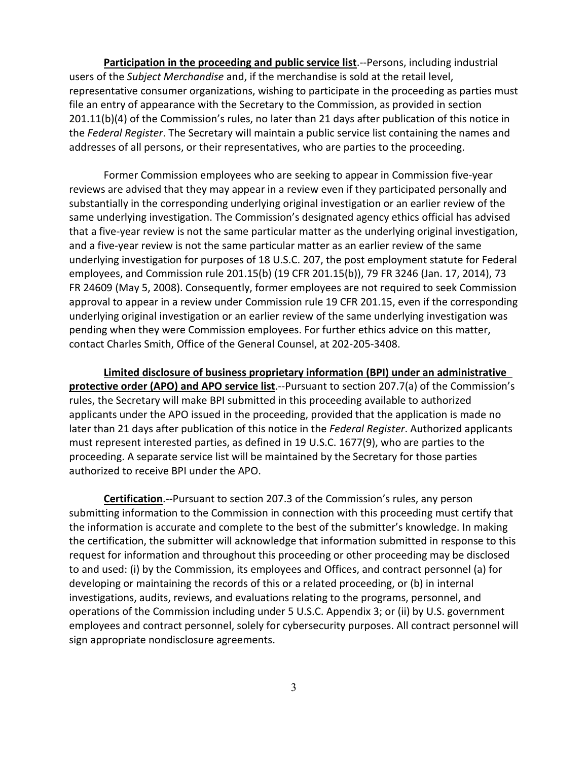**Participation in the proceeding and public service list**.--Persons, including industrial users of the *Subject Merchandise* and, if the merchandise is sold at the retail level, representative consumer organizations, wishing to participate in the proceeding as parties must file an entry of appearance with the Secretary to the Commission, as provided in section 201.11(b)(4) of the Commission's rules, no later than 21 days after publication of this notice in the *Federal Register*. The Secretary will maintain a public service list containing the names and addresses of all persons, or their representatives, who are parties to the proceeding.

Former Commission employees who are seeking to appear in Commission five-year reviews are advised that they may appear in a review even if they participated personally and substantially in the corresponding underlying original investigation or an earlier review of the same underlying investigation. The Commission's designated agency ethics official has advised that a five-year review is not the same particular matter as the underlying original investigation, and a five-year review is not the same particular matter as an earlier review of the same underlying investigation for purposes of 18 U.S.C. 207, the post employment statute for Federal employees, and Commission rule 201.15(b) (19 CFR 201.15(b)), 79 FR 3246 (Jan. 17, 2014), 73 FR 24609 (May 5, 2008). Consequently, former employees are not required to seek Commission approval to appear in a review under Commission rule 19 CFR 201.15, even if the corresponding underlying original investigation or an earlier review of the same underlying investigation was pending when they were Commission employees. For further ethics advice on this matter, contact Charles Smith, Office of the General Counsel, at 202-205-3408.

**Limited disclosure of business proprietary information (BPI) under an administrative protective order (APO) and APO service list**.--Pursuant to section 207.7(a) of the Commission's rules, the Secretary will make BPI submitted in this proceeding available to authorized applicants under the APO issued in the proceeding, provided that the application is made no later than 21 days after publication of this notice in the *Federal Register*. Authorized applicants must represent interested parties, as defined in 19 U.S.C. 1677(9), who are parties to the proceeding. A separate service list will be maintained by the Secretary for those parties authorized to receive BPI under the APO.

**Certification**.--Pursuant to section 207.3 of the Commission's rules, any person submitting information to the Commission in connection with this proceeding must certify that the information is accurate and complete to the best of the submitter's knowledge. In making the certification, the submitter will acknowledge that information submitted in response to this request for information and throughout this proceeding or other proceeding may be disclosed to and used: (i) by the Commission, its employees and Offices, and contract personnel (a) for developing or maintaining the records of this or a related proceeding, or (b) in internal investigations, audits, reviews, and evaluations relating to the programs, personnel, and operations of the Commission including under 5 U.S.C. Appendix 3; or (ii) by U.S. government employees and contract personnel, solely for cybersecurity purposes. All contract personnel will sign appropriate nondisclosure agreements.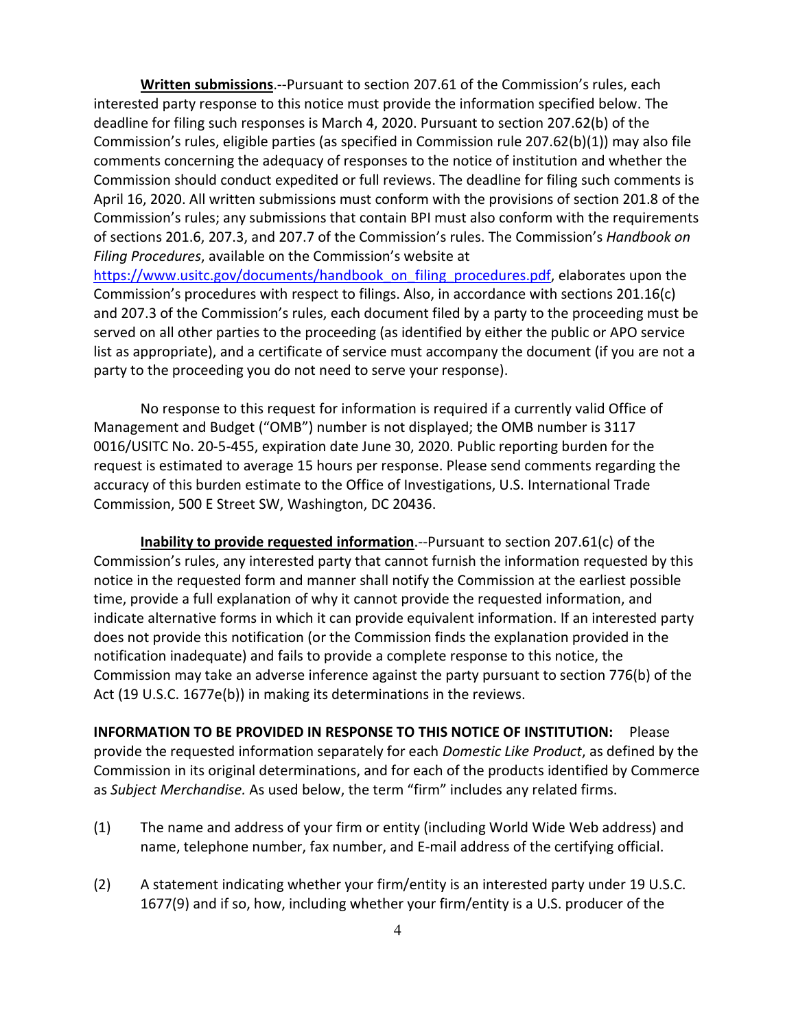**Written submissions**.--Pursuant to section 207.61 of the Commission's rules, each interested party response to this notice must provide the information specified below. The deadline for filing such responses is March 4, 2020. Pursuant to section 207.62(b) of the Commission's rules, eligible parties (as specified in Commission rule 207.62(b)(1)) may also file comments concerning the adequacy of responses to the notice of institution and whether the Commission should conduct expedited or full reviews. The deadline for filing such comments is April 16, 2020. All written submissions must conform with the provisions of section 201.8 of the Commission's rules; any submissions that contain BPI must also conform with the requirements of sections 201.6, 207.3, and 207.7 of the Commission's rules. The Commission's *Handbook on Filing Procedures*, available on the Commission's website at [https://www.usitc.gov/documents/handbook_on_filing_procedures.pdf](https://www.usitc.gov/documents/handbook_on_filing_procedures.pdf), elaborates upon the Commission's procedures with respect to filings. Also, in accordance with sections 201.16(c) and 207.3 of the Commission's rules, each document filed by a party to the proceeding must be served on all other parties to the proceeding (as identified by either the public or APO service list as appropriate), and a certificate of service must accompany the document (if you are not a party to the proceeding you do not need to serve your response).

No response to this request for information is required if a currently valid Office of Management and Budget ("OMB") number is not displayed; the OMB number is 3117 0016/USITC No. 20-5-455, expiration date June 30, 2020. Public reporting burden for the request is estimated to average 15 hours per response. Please send comments regarding the accuracy of this burden estimate to the Office of Investigations, U.S. International Trade Commission, 500 E Street SW, Washington, DC 20436.

**Inability to provide requested information**.--Pursuant to section 207.61(c) of the Commission's rules, any interested party that cannot furnish the information requested by this notice in the requested form and manner shall notify the Commission at the earliest possible time, provide a full explanation of why it cannot provide the requested information, and indicate alternative forms in which it can provide equivalent information. If an interested party does not provide this notification (or the Commission finds the explanation provided in the notification inadequate) and fails to provide a complete response to this notice, the Commission may take an adverse inference against the party pursuant to section 776(b) of the Act (19 U.S.C. 1677e(b)) in making its determinations in the reviews.

**INFORMATION TO BE PROVIDED IN RESPONSE TO THIS NOTICE OF INSTITUTION:** Please provide the requested information separately for each *Domestic Like Product*, as defined by the Commission in its original determinations, and for each of the products identified by Commerce as *Subject Merchandise.* As used below, the term "firm" includes any related firms.

(1) The name and address of your firm or entity (including World Wide Web address) and name, telephone number, fax number, and E-mail address of the certifying official.

(2) A statement indicating whether your firm/entity is an interested party under 19 U.S.C. 1677(9) and if so, how, including whether your firm/entity is a U.S. producer of the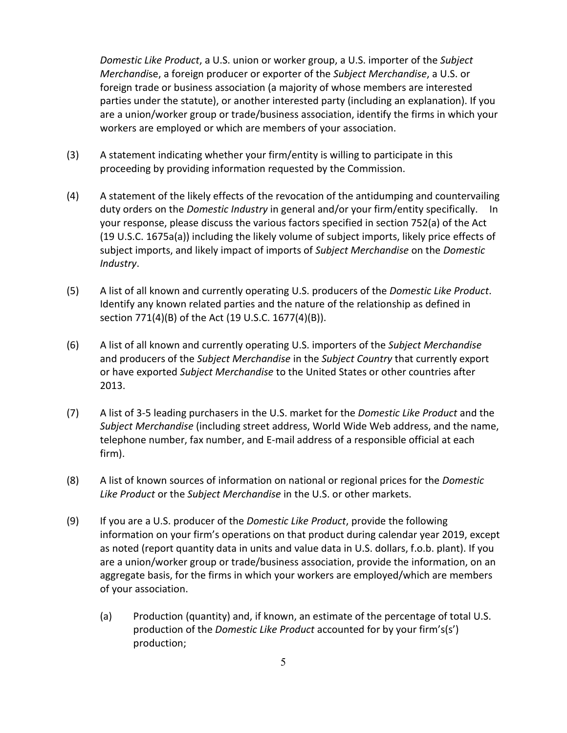*Domestic Like Product*, a U.S. union or worker group, a U.S. importer of the *Subject Merchandise*, a foreign producer or exporter of the *Subject Merchandise*, a U.S. or foreign trade or business association (a majority of whose members are interested parties under the statute), or another interested party (including an explanation). If you are a union/worker group or trade/business association, identify the firms in which your workers are employed or which are members of your association.

(3) A statement indicating whether your firm/entity is willing to participate in this proceeding by providing information requested by the Commission.

(4) A statement of the likely effects of the revocation of the antidumping and countervailing duty orders on the *Domestic Industry* in general and/or your firm/entity specifically. In your response, please discuss the various factors specified in section 752(a) of the Act (19 U.S.C. 1675a(a)) including the likely volume of subject imports, likely price effects of subject imports, and likely impact of imports of *Subject Merchandise* on the *Domestic Industry*.

(5) A list of all known and currently operating U.S. producers of the *Domestic Like Product*. Identify any known related parties and the nature of the relationship as defined in section 771(4)(B) of the Act (19 U.S.C. 1677(4)(B)).

(6) A list of all known and currently operating U.S. importers of the *Subject Merchandise* and producers of the *Subject Merchandise* in the *Subject Country* that currently export or have exported *Subject Merchandise* to the United States or other countries after 2013.

(7) A list of 3-5 leading purchasers in the U.S. market for the *Domestic Like Product* and the *Subject Merchandise* (including street address, World Wide Web address, and the name, telephone number, fax number, and E-mail address of a responsible official at each firm).

(8) A list of known sources of information on national or regional prices for the *Domestic Like Product* or the *Subject Merchandise* in the U.S. or other markets.

(9) If you are a U.S. producer of the *Domestic Like Product*, provide the following information on your firm's operations on that product during calendar year 2019, except as noted (report quantity data in units and value data in U.S. dollars, f.o.b. plant). If you are a union/worker group or trade/business association, provide the information, on an aggregate basis, for the firms in which your workers are employed/which are members of your association.

   (a) Production (quantity) and, if known, an estimate of the percentage of total U.S. production of the *Domestic Like Product* accounted for by your firm's(s') production;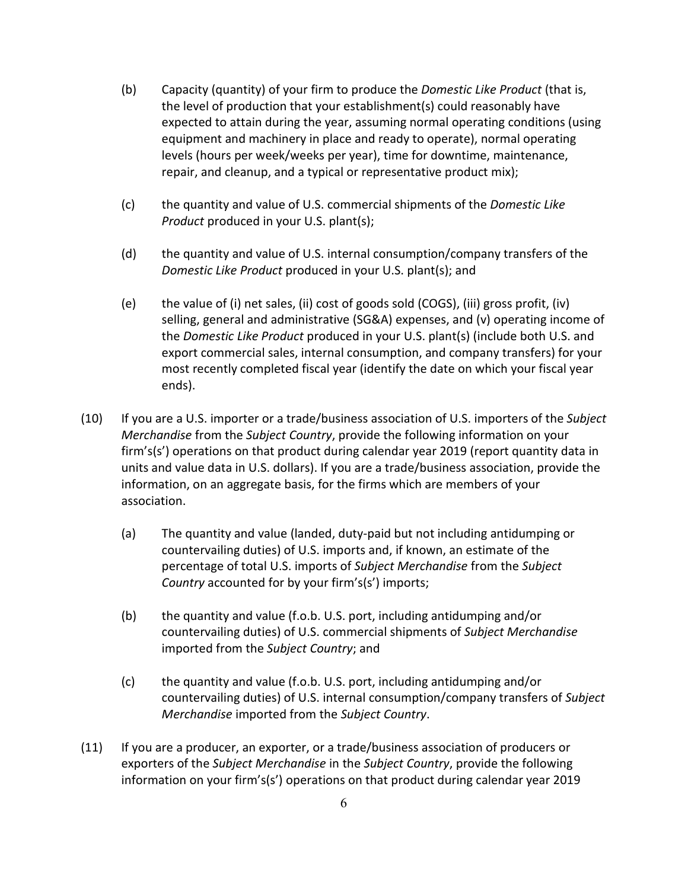(b) Capacity (quantity) of your firm to produce the *Domestic Like Product* (that is, the level of production that your establishment(s) could reasonably have expected to attain during the year, assuming normal operating conditions (using equipment and machinery in place and ready to operate), normal operating levels (hours per week/weeks per year), time for downtime, maintenance, repair, and cleanup, and a typical or representative product mix);

(c) the quantity and value of U.S. commercial shipments of the *Domestic Like Product* produced in your U.S. plant(s);

(d) the quantity and value of U.S. internal consumption/company transfers of the *Domestic Like Product* produced in your U.S. plant(s); and

(e) the value of (i) net sales, (ii) cost of goods sold (COGS), (iii) gross profit, (iv) selling, general and administrative (SG&A) expenses, and (v) operating income of the *Domestic Like Product* produced in your U.S. plant(s) (include both U.S. and export commercial sales, internal consumption, and company transfers) for your most recently completed fiscal year (identify the date on which your fiscal year ends).

(10) If you are a U.S. importer or a trade/business association of U.S. importers of the *Subject Merchandise* from the *Subject Country*, provide the following information on your firm's(s') operations on that product during calendar year 2019 (report quantity data in units and value data in U.S. dollars). If you are a trade/business association, provide the information, on an aggregate basis, for the firms which are members of your association.

(a) The quantity and value (landed, duty-paid but not including antidumping or countervailing duties) of U.S. imports and, if known, an estimate of the percentage of total U.S. imports of *Subject Merchandise* from the *Subject Country* accounted for by your firm's(s') imports;

(b) the quantity and value (f.o.b. U.S. port, including antidumping and/or countervailing duties) of U.S. commercial shipments of *Subject Merchandise* imported from the *Subject Country*; and

(c) the quantity and value (f.o.b. U.S. port, including antidumping and/or countervailing duties) of U.S. internal consumption/company transfers of *Subject Merchandise* imported from the *Subject Country*.

(11) If you are a producer, an exporter, or a trade/business association of producers or exporters of the *Subject Merchandise* in the *Subject Country*, provide the following information on your firm's(s') operations on that product during calendar year 2019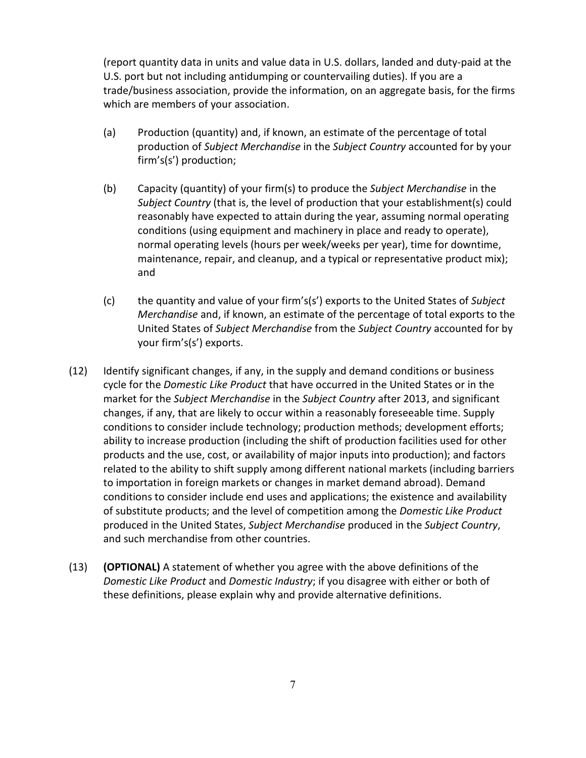(report quantity data in units and value data in U.S. dollars, landed and duty-paid at the U.S. port but not including antidumping or countervailing duties). If you are a trade/business association, provide the information, on an aggregate basis, for the firms which are members of your association.

(a) Production (quantity) and, if known, an estimate of the percentage of total production of *Subject Merchandise* in the *Subject Country* accounted for by your firm's(s') production;

(b) Capacity (quantity) of your firm(s) to produce the *Subject Merchandise* in the *Subject Country* (that is, the level of production that your establishment(s) could reasonably have expected to attain during the year, assuming normal operating conditions (using equipment and machinery in place and ready to operate), normal operating levels (hours per week/weeks per year), time for downtime, maintenance, repair, and cleanup, and a typical or representative product mix); and

(c) the quantity and value of your firm's(s') exports to the United States of *Subject Merchandise* and, if known, an estimate of the percentage of total exports to the United States of *Subject Merchandise* from the *Subject Country* accounted for by your firm's(s') exports.

(12) Identify significant changes, if any, in the supply and demand conditions or business cycle for the *Domestic Like Product* that have occurred in the United States or in the market for the *Subject Merchandise* in the *Subject Country* after 2013, and significant changes, if any, that are likely to occur within a reasonably foreseeable time. Supply conditions to consider include technology; production methods; development efforts; ability to increase production (including the shift of production facilities used for other products and the use, cost, or availability of major inputs into production); and factors related to the ability to shift supply among different national markets (including barriers to importation in foreign markets or changes in market demand abroad). Demand conditions to consider include end uses and applications; the existence and availability of substitute products; and the level of competition among the *Domestic Like Product* produced in the United States, *Subject Merchandise* produced in the *Subject Country*, and such merchandise from other countries.

(13) **(OPTIONAL)** A statement of whether you agree with the above definitions of the *Domestic Like Product* and *Domestic Industry*; if you disagree with either or both of these definitions, please explain why and provide alternative definitions.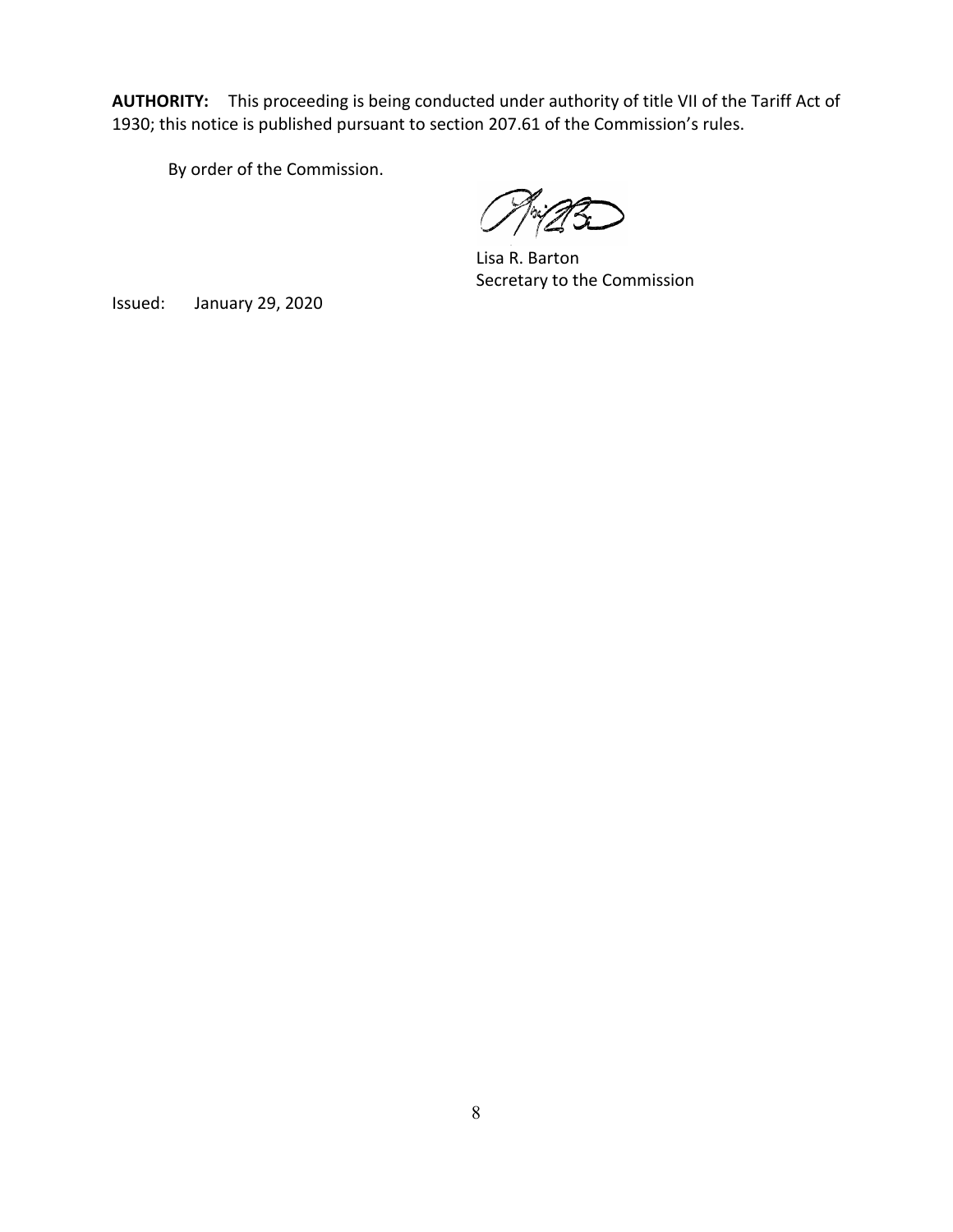**AUTHORITY:** This proceeding is being conducted under authority of title VII of the Tariff Act of 1930; this notice is published pursuant to section 207.61 of the Commission's rules.

By order of the Commission.

Lisa R. Barton
Secretary to the Commission

Issued: January 29, 2020